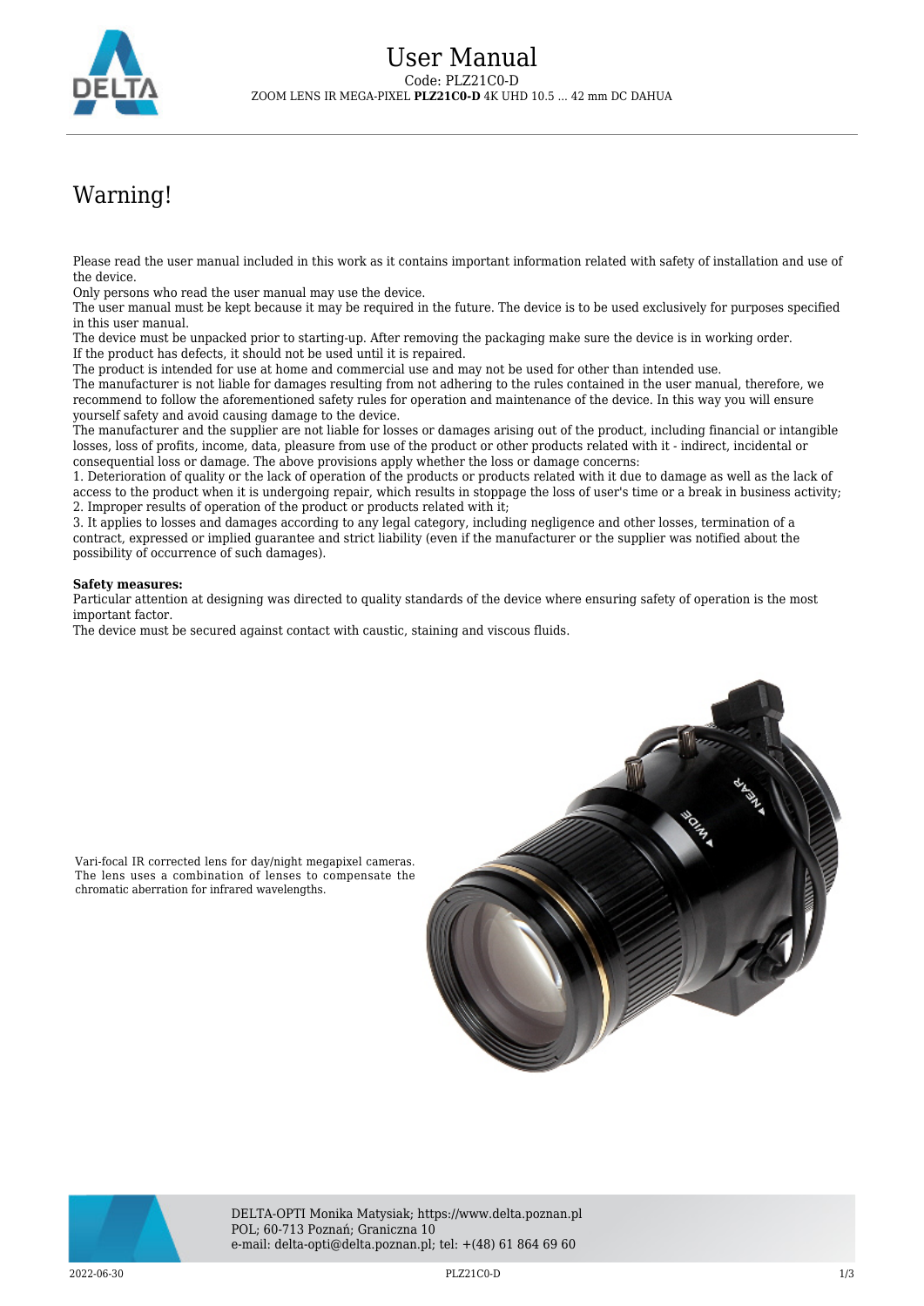# User Manual

Code: PLZ21C0-D

ZOOM LENS IR MEGA-PIXEL **PLZ21C0-D** 4K UHD 10.5 ... 42 mm DC DAHUA

## Warning!

Please read the user manual included in this work as it contains important information related with safety of installation and use of the device.
Only persons who read the user manual may use the device.
The user manual must be kept because it may be required in the future. The device is to be used exclusively for purposes specified in this user manual.
The device must be unpacked prior to starting-up. After removing the packaging make sure the device is in working order.
If the product has defects, it should not be used until it is repaired.
The product is intended for use at home and commercial use and may not be used for other than intended use.
The manufacturer is not liable for damages resulting from not adhering to the rules contained in the user manual, therefore, we recommend to follow the aforementioned safety rules for operation and maintenance of the device. In this way you will ensure yourself safety and avoid causing damage to the device.
The manufacturer and the supplier are not liable for losses or damages arising out of the product, including financial or intangible losses, loss of profits, income, data, pleasure from use of the product or other products related with it - indirect, incidental or consequential loss or damage. The above provisions apply whether the loss or damage concerns:
1. Deterioration of quality or the lack of operation of the products or products related with it due to damage as well as the lack of access to the product when it is undergoing repair, which results in stoppage the loss of user's time or a break in business activity;
2. Improper results of operation of the product or products related with it;
3. It applies to losses and damages according to any legal category, including negligence and other losses, termination of a contract, expressed or implied guarantee and strict liability (even if the manufacturer or the supplier was notified about the possibility of occurrence of such damages).

**Safety measures:**
Particular attention at designing was directed to quality standards of the device where ensuring safety of operation is the most important factor.
The device must be secured against contact with caustic, staining and viscous fluids.

Vari-focal IR corrected lens for day/night megapixel cameras. The lens uses a combination of lenses to compensate the chromatic aberration for infrared wavelengths.

DELTA-OPTI Monika Matysiak; https://www.delta.poznan.pl
POL; 60-713 Poznań; Graniczna 10
e-mail: delta-opti@delta.poznan.pl; tel: +(48) 61 864 69 60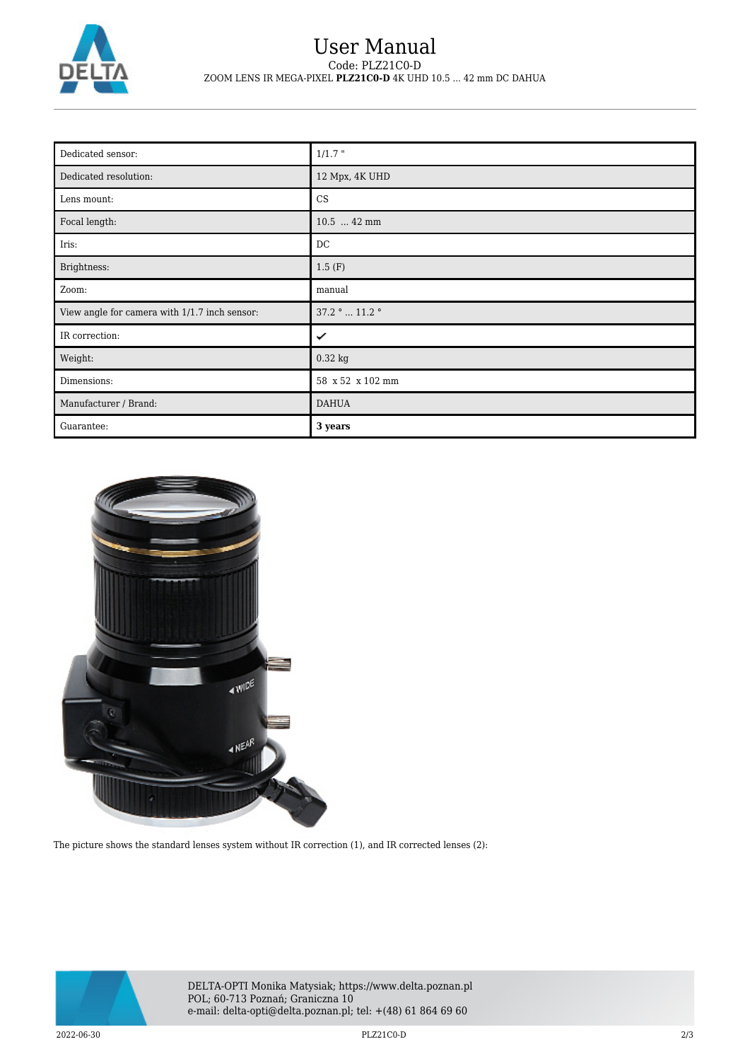| Dedicated sensor: | 1/1.7 " |
|---|---|
| Dedicated resolution: | 12 Mpx, 4K UHD |
| Lens mount: | CS |
| Focal length: | 10.5 ... 42 mm |
| Iris: | DC |
| Brightness: | 1.5 (F) |
| Zoom: | manual |
| View angle for camera with 1/1.7 inch sensor: | 37.2 ° ... 11.2 ° |
| IR correction: | ✔ |
| Weight: | 0.32 kg |
| Dimensions: | 58 x 52 x 102 mm |
| Manufacturer / Brand: | DAHUA |
| Guarantee: | **3 years** |

The picture shows the standard lenses system without IR correction (1), and IR corrected lenses (2):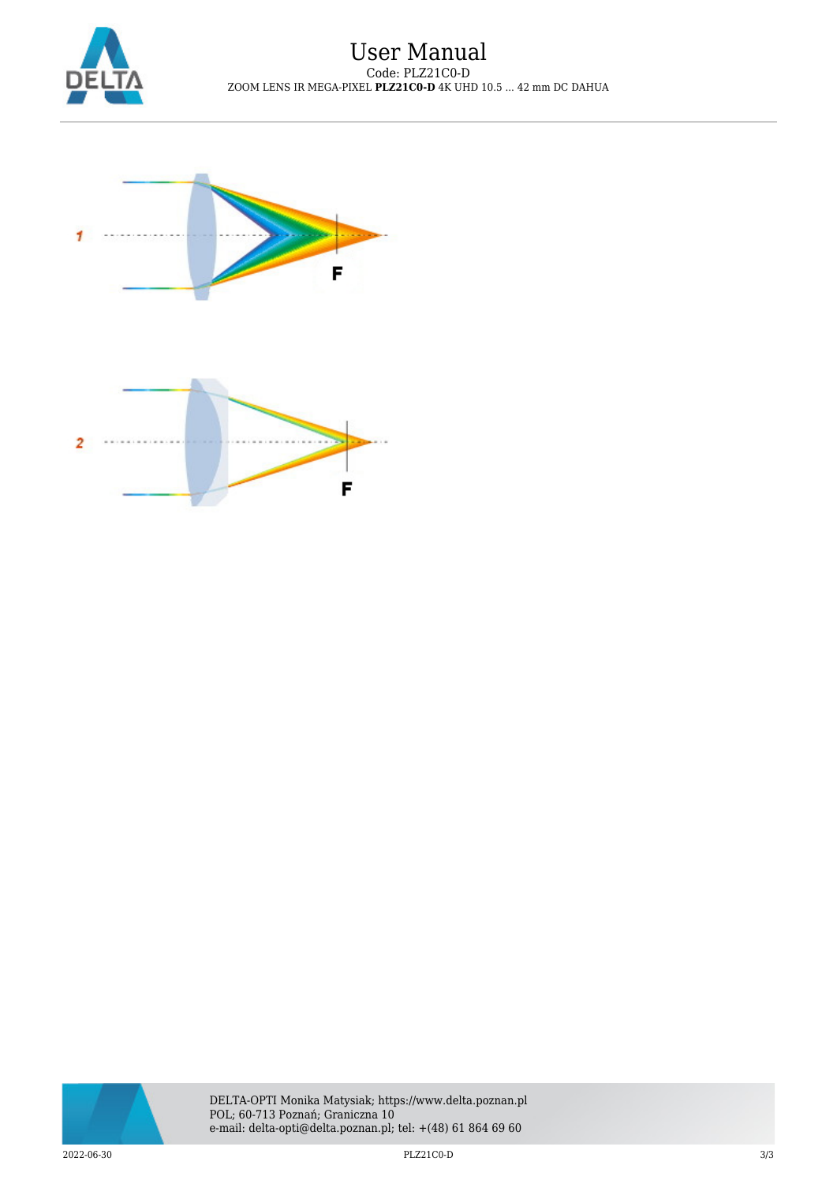1

F

2

F